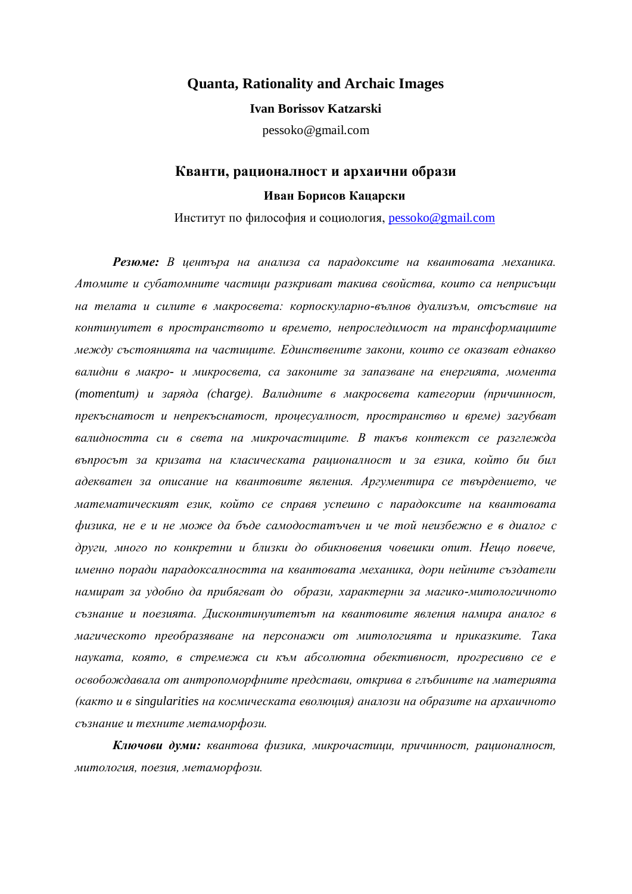# Quanta, Rationality and Archaic Images

**Ivan Borissov Katzarski**

pessoko@gmail.com

# Кванти, рационалност и архаични образи

**Иван Борисов Кацарски**

Институт по философия и социология, pessoko@gmail.com

***Резюме:*** *В центъра на анализа са парадоксите на квантовата механика. Атомите и субатомните частици разкриват такива свойства, които са неприсъщи на телата и силите в макросвета: корпоскуларно-вълнов дуализъм, отсъствие на континуитет в пространството и времето, непроследимост на трансформациите между състоянията на частиците. Единствените закони, които се оказват еднакво валидни в макро- и микросвета, са законите за запазване на енергията, момента (momentum) и заряда (charge). Валидните в макросвета категории (причинност, прекъснатост и непрекъснатост, процесуалност, пространство и време) загубват валидността си в света на микрочастиците. В такъв контекст се разглежда въпросът за кризата на класическата рационалност и за езика, който би бил адекватен за описание на квантовите явления. Аргументира се твърдението, че математическият език, който се справя успешно с парадоксите на квантовата физика, не е и не може да бъде самодостатъчен и че той неизбежно е в диалог с други, много по конкретни и близки до обикновения човешки опит. Нещо повече, именно поради парадоксалността на квантовата механика, дори нейните създатели намират за удобно да прибягват до образи, характерни за магико-митологичното съзнание и поезията. Дисконтинуитетът на квантовите явления намира аналог в магическото преобразяване на персонажи от митологията и приказките. Така науката, която, в стремежа си към абсолютна обективност, прогресивно се е освобождавала от антропоморфните представи, открива в глъбините на материята (както и в singularities на космическата еволюция) аналози на образите на архаичното съзнание и техните метаморфози.*

***Ключови думи:*** *квантова физика, микрочастици, причинност, рационалност, митология, поезия, метаморфози.*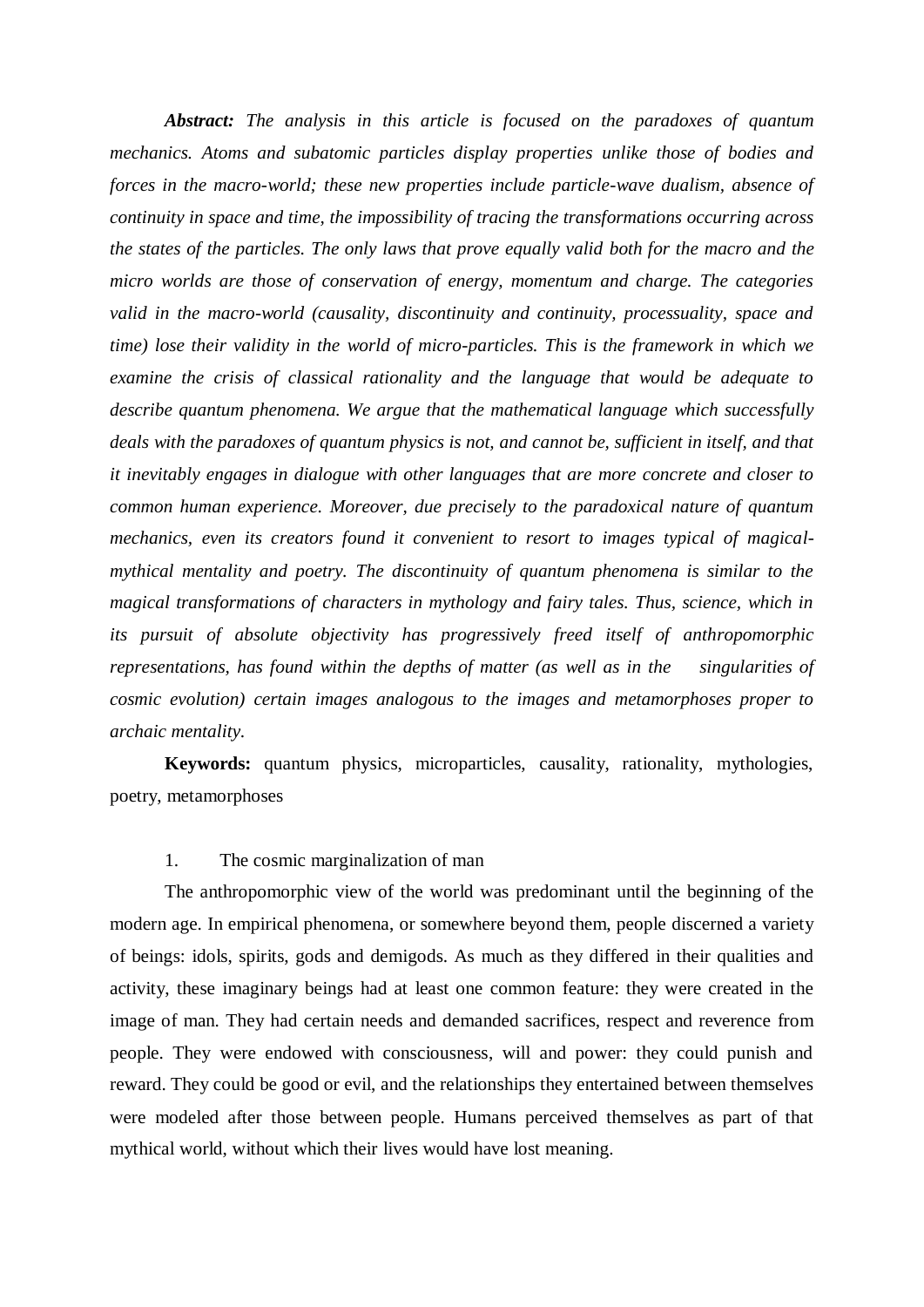*__Abstract:__ The analysis in this article is focused on the paradoxes of quantum mechanics. Atoms and subatomic particles display properties unlike those of bodies and forces in the macro-world; these new properties include particle-wave dualism, absence of continuity in space and time, the impossibility of tracing the transformations occurring across the states of the particles. The only laws that prove equally valid both for the macro and the micro worlds are those of conservation of energy, momentum and charge. The categories valid in the macro-world (causality, discontinuity and continuity, processuality, space and time) lose their validity in the world of micro-particles. This is the framework in which we examine the crisis of classical rationality and the language that would be adequate to describe quantum phenomena. We argue that the mathematical language which successfully deals with the paradoxes of quantum physics is not, and cannot be, sufficient in itself, and that it inevitably engages in dialogue with other languages that are more concrete and closer to common human experience. Moreover, due precisely to the paradoxical nature of quantum mechanics, even its creators found it convenient to resort to images typical of magical-mythical mentality and poetry. The discontinuity of quantum phenomena is similar to the magical transformations of characters in mythology and fairy tales. Thus, science, which in its pursuit of absolute objectivity has progressively freed itself of anthropomorphic representations, has found within the depths of matter (as well as in the singularities of cosmic evolution) certain images analogous to the images and metamorphoses proper to archaic mentality.*

**Keywords:** quantum physics, microparticles, causality, rationality, mythologies, poetry, metamorphoses

## 1. The cosmic marginalization of man

The anthropomorphic view of the world was predominant until the beginning of the modern age. In empirical phenomena, or somewhere beyond them, people discerned a variety of beings: idols, spirits, gods and demigods. As much as they differed in their qualities and activity, these imaginary beings had at least one common feature: they were created in the image of man. They had certain needs and demanded sacrifices, respect and reverence from people. They were endowed with consciousness, will and power: they could punish and reward. They could be good or evil, and the relationships they entertained between themselves were modeled after those between people. Humans perceived themselves as part of that mythical world, without which their lives would have lost meaning.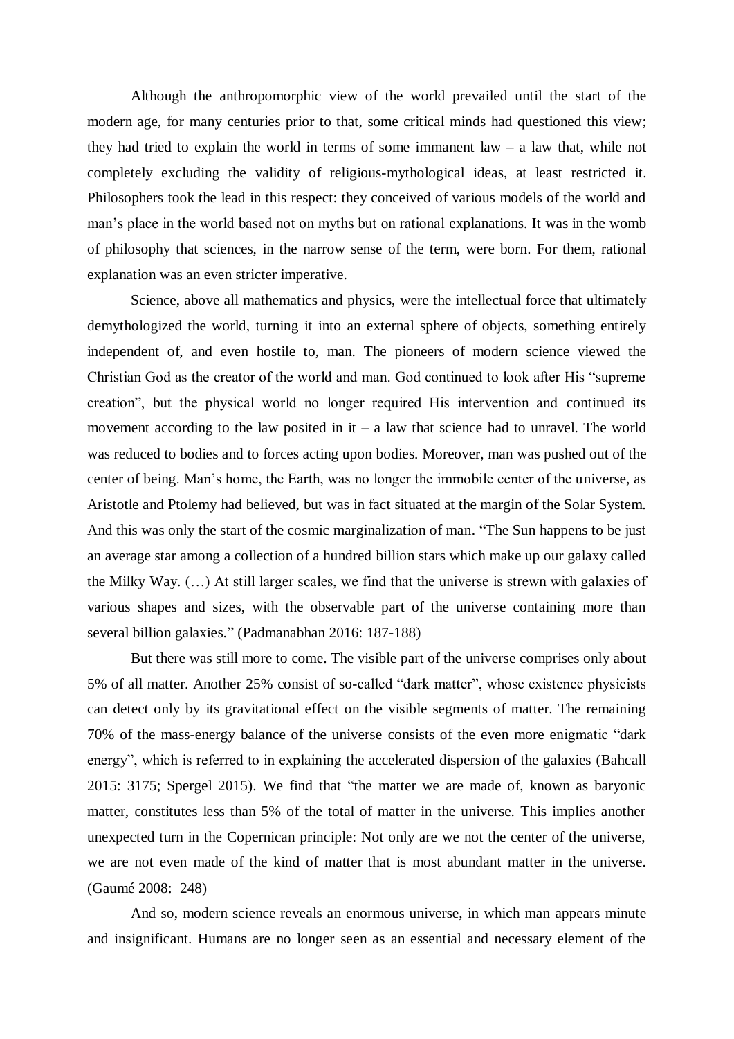Although the anthropomorphic view of the world prevailed until the start of the modern age, for many centuries prior to that, some critical minds had questioned this view; they had tried to explain the world in terms of some immanent law – a law that, while not completely excluding the validity of religious-mythological ideas, at least restricted it. Philosophers took the lead in this respect: they conceived of various models of the world and man's place in the world based not on myths but on rational explanations. It was in the womb of philosophy that sciences, in the narrow sense of the term, were born. For them, rational explanation was an even stricter imperative.

Science, above all mathematics and physics, were the intellectual force that ultimately demythologized the world, turning it into an external sphere of objects, something entirely independent of, and even hostile to, man. The pioneers of modern science viewed the Christian God as the creator of the world and man. God continued to look after His "supreme creation", but the physical world no longer required His intervention and continued its movement according to the law posited in it – a law that science had to unravel. The world was reduced to bodies and to forces acting upon bodies. Moreover, man was pushed out of the center of being. Man's home, the Earth, was no longer the immobile center of the universe, as Aristotle and Ptolemy had believed, but was in fact situated at the margin of the Solar System. And this was only the start of the cosmic marginalization of man. "The Sun happens to be just an average star among a collection of a hundred billion stars which make up our galaxy called the Milky Way. (…) At still larger scales, we find that the universe is strewn with galaxies of various shapes and sizes, with the observable part of the universe containing more than several billion galaxies." (Padmanabhan 2016: 187-188)

But there was still more to come. The visible part of the universe comprises only about 5% of all matter. Another 25% consist of so-called "dark matter", whose existence physicists can detect only by its gravitational effect on the visible segments of matter. The remaining 70% of the mass-energy balance of the universe consists of the even more enigmatic "dark energy", which is referred to in explaining the accelerated dispersion of the galaxies (Bahcall 2015: 3175; Spergel 2015). We find that "the matter we are made of, known as baryonic matter, constitutes less than 5% of the total of matter in the universe. This implies another unexpected turn in the Copernican principle: Not only are we not the center of the universe, we are not even made of the kind of matter that is most abundant matter in the universe. (Gaumé 2008: 248)

And so, modern science reveals an enormous universe, in which man appears minute and insignificant. Humans are no longer seen as an essential and necessary element of the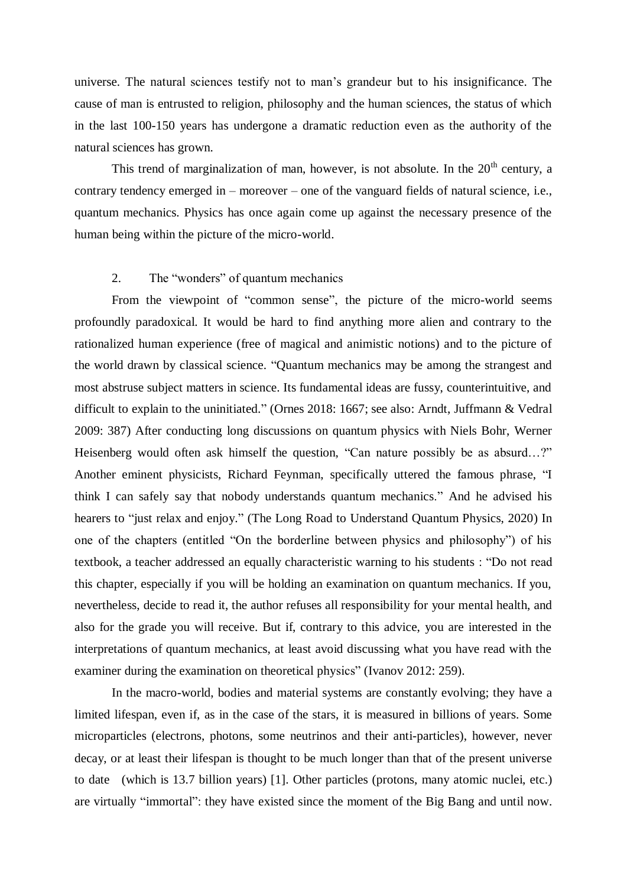universe. The natural sciences testify not to man's grandeur but to his insignificance. The cause of man is entrusted to religion, philosophy and the human sciences, the status of which in the last 100-150 years has undergone a dramatic reduction even as the authority of the natural sciences has grown.

This trend of marginalization of man, however, is not absolute. In the 20th century, a contrary tendency emerged in – moreover – one of the vanguard fields of natural science, i.e., quantum mechanics. Physics has once again come up against the necessary presence of the human being within the picture of the micro-world.

## 2. The "wonders" of quantum mechanics

From the viewpoint of "common sense", the picture of the micro-world seems profoundly paradoxical. It would be hard to find anything more alien and contrary to the rationalized human experience (free of magical and animistic notions) and to the picture of the world drawn by classical science. "Quantum mechanics may be among the strangest and most abstruse subject matters in science. Its fundamental ideas are fussy, counterintuitive, and difficult to explain to the uninitiated." (Ornes 2018: 1667; see also: Arndt, Juffmann & Vedral 2009: 387) After conducting long discussions on quantum physics with Niels Bohr, Werner Heisenberg would often ask himself the question, "Can nature possibly be as absurd…?" Another eminent physicists, Richard Feynman, specifically uttered the famous phrase, "I think I can safely say that nobody understands quantum mechanics." And he advised his hearers to "just relax and enjoy." (The Long Road to Understand Quantum Physics, 2020) In one of the chapters (entitled "On the borderline between physics and philosophy") of his textbook, a teacher addressed an equally characteristic warning to his students : "Do not read this chapter, especially if you will be holding an examination on quantum mechanics. If you, nevertheless, decide to read it, the author refuses all responsibility for your mental health, and also for the grade you will receive. But if, contrary to this advice, you are interested in the interpretations of quantum mechanics, at least avoid discussing what you have read with the examiner during the examination on theoretical physics" (Ivanov 2012: 259).

In the macro-world, bodies and material systems are constantly evolving; they have a limited lifespan, even if, as in the case of the stars, it is measured in billions of years. Some microparticles (electrons, photons, some neutrinos and their anti-particles), however, never decay, or at least their lifespan is thought to be much longer than that of the present universe to date (which is 13.7 billion years) [1]. Other particles (protons, many atomic nuclei, etc.) are virtually "immortal": they have existed since the moment of the Big Bang and until now.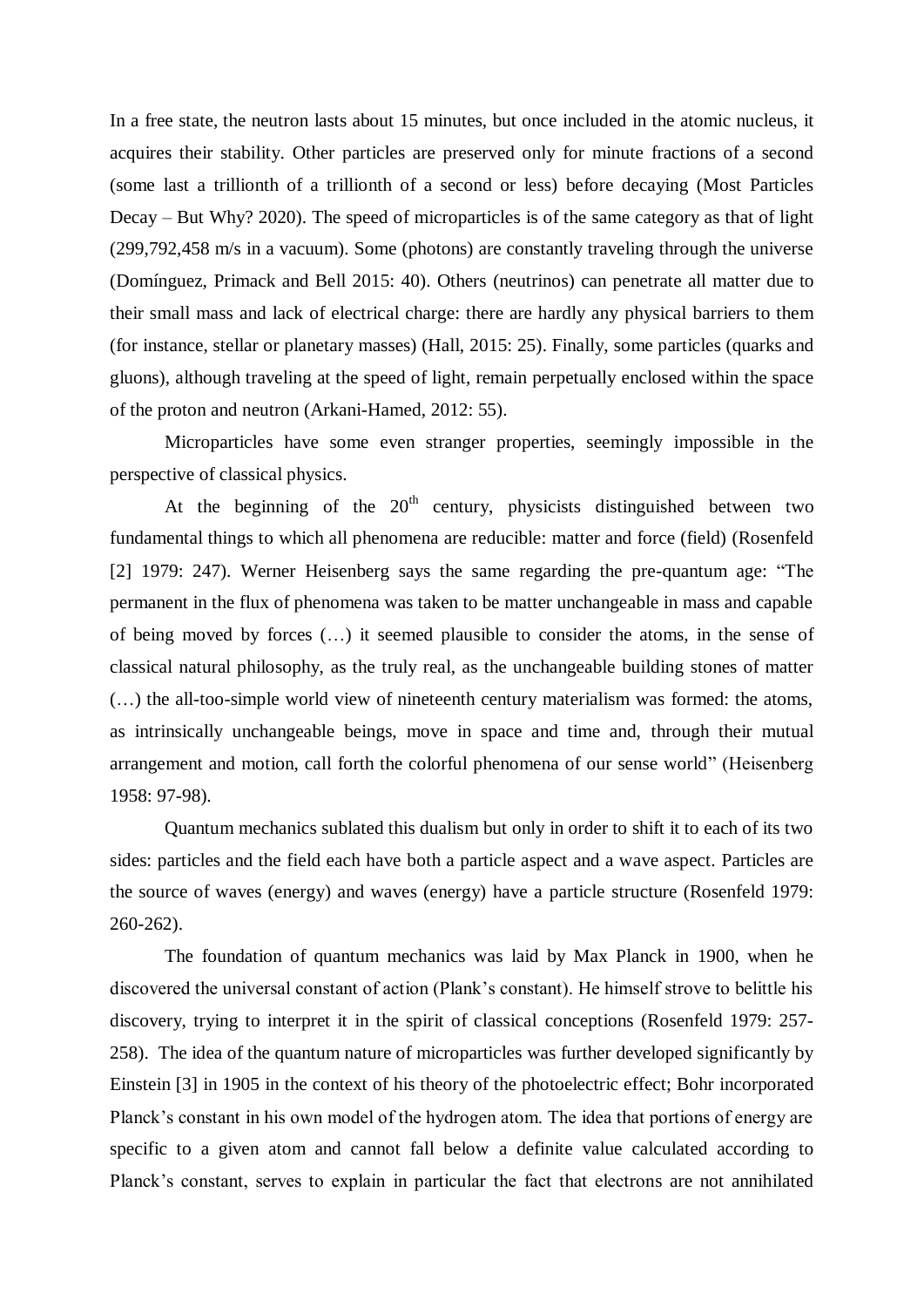In a free state, the neutron lasts about 15 minutes, but once included in the atomic nucleus, it acquires their stability. Other particles are preserved only for minute fractions of a second (some last a trillionth of a trillionth of a second or less) before decaying (Most Particles Decay – But Why? 2020). The speed of microparticles is of the same category as that of light (299,792,458 m/s in a vacuum). Some (photons) are constantly traveling through the universe (Domínguez, Primack and Bell 2015: 40). Others (neutrinos) can penetrate all matter due to their small mass and lack of electrical charge: there are hardly any physical barriers to them (for instance, stellar or planetary masses) (Hall, 2015: 25). Finally, some particles (quarks and gluons), although traveling at the speed of light, remain perpetually enclosed within the space of the proton and neutron (Arkani-Hamed, 2012: 55).

Microparticles have some even stranger properties, seemingly impossible in the perspective of classical physics.

At the beginning of the 20th century, physicists distinguished between two fundamental things to which all phenomena are reducible: matter and force (field) (Rosenfeld [2] 1979: 247). Werner Heisenberg says the same regarding the pre-quantum age: "The permanent in the flux of phenomena was taken to be matter unchangeable in mass and capable of being moved by forces (…) it seemed plausible to consider the atoms, in the sense of classical natural philosophy, as the truly real, as the unchangeable building stones of matter (…) the all-too-simple world view of nineteenth century materialism was formed: the atoms, as intrinsically unchangeable beings, move in space and time and, through their mutual arrangement and motion, call forth the colorful phenomena of our sense world" (Heisenberg 1958: 97-98).

Quantum mechanics sublated this dualism but only in order to shift it to each of its two sides: particles and the field each have both a particle aspect and a wave aspect. Particles are the source of waves (energy) and waves (energy) have a particle structure (Rosenfeld 1979: 260-262).

The foundation of quantum mechanics was laid by Max Planck in 1900, when he discovered the universal constant of action (Plank's constant). He himself strove to belittle his discovery, trying to interpret it in the spirit of classical conceptions (Rosenfeld 1979: 257-258). The idea of the quantum nature of microparticles was further developed significantly by Einstein [3] in 1905 in the context of his theory of the photoelectric effect; Bohr incorporated Planck's constant in his own model of the hydrogen atom. The idea that portions of energy are specific to a given atom and cannot fall below a definite value calculated according to Planck's constant, serves to explain in particular the fact that electrons are not annihilated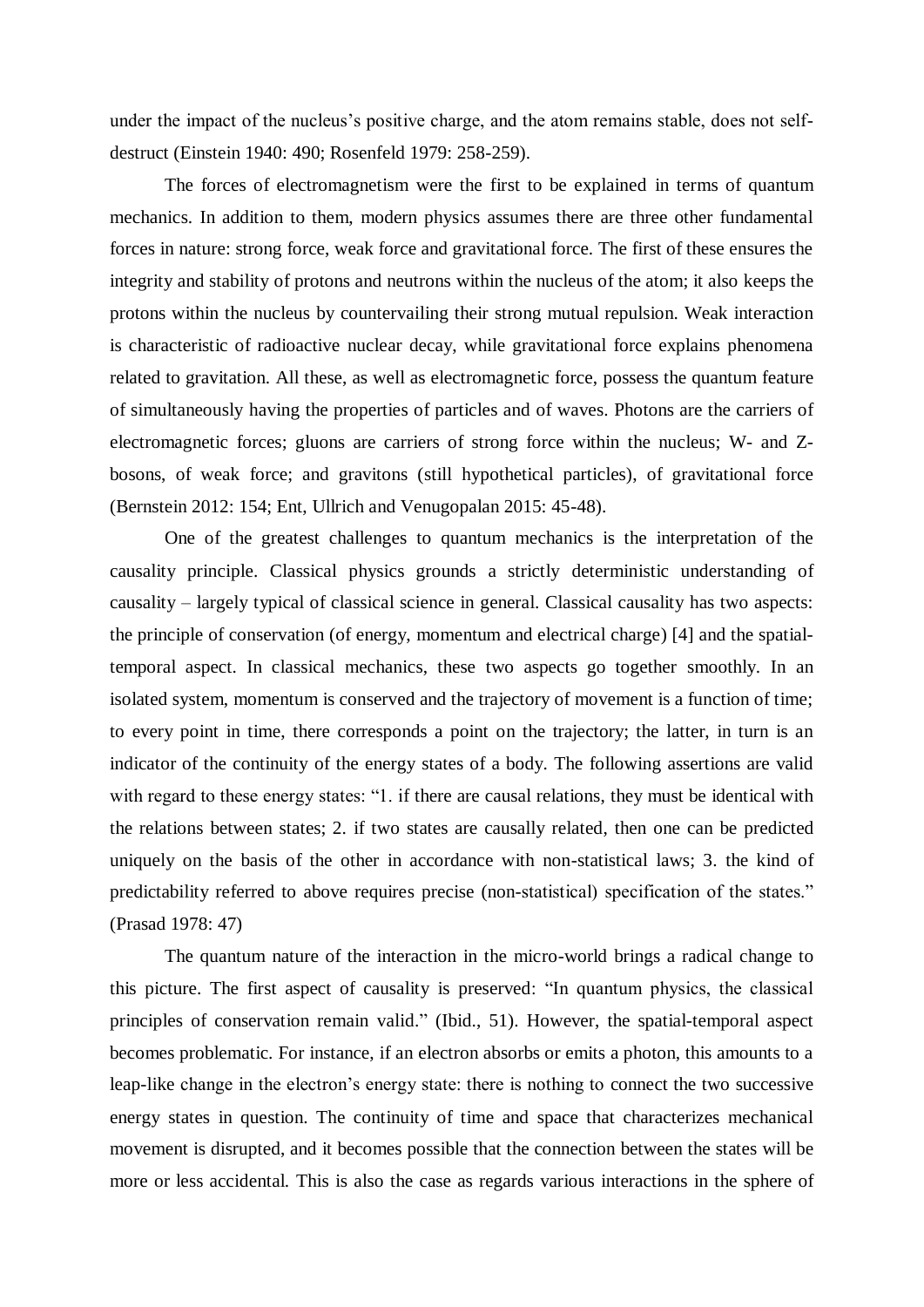under the impact of the nucleus's positive charge, and the atom remains stable, does not self-destruct (Einstein 1940: 490; Rosenfeld 1979: 258-259).

The forces of electromagnetism were the first to be explained in terms of quantum mechanics. In addition to them, modern physics assumes there are three other fundamental forces in nature: strong force, weak force and gravitational force. The first of these ensures the integrity and stability of protons and neutrons within the nucleus of the atom; it also keeps the protons within the nucleus by countervailing their strong mutual repulsion. Weak interaction is characteristic of radioactive nuclear decay, while gravitational force explains phenomena related to gravitation. All these, as well as electromagnetic force, possess the quantum feature of simultaneously having the properties of particles and of waves. Photons are the carriers of electromagnetic forces; gluons are carriers of strong force within the nucleus; W- and Z-bosons, of weak force; and gravitons (still hypothetical particles), of gravitational force (Bernstein 2012: 154; Ent, Ullrich and Venugopalan 2015: 45-48).

One of the greatest challenges to quantum mechanics is the interpretation of the causality principle. Classical physics grounds a strictly deterministic understanding of causality – largely typical of classical science in general. Classical causality has two aspects: the principle of conservation (of energy, momentum and electrical charge) [4] and the spatial-temporal aspect. In classical mechanics, these two aspects go together smoothly. In an isolated system, momentum is conserved and the trajectory of movement is a function of time; to every point in time, there corresponds a point on the trajectory; the latter, in turn is an indicator of the continuity of the energy states of a body. The following assertions are valid with regard to these energy states: "1. if there are causal relations, they must be identical with the relations between states; 2. if two states are causally related, then one can be predicted uniquely on the basis of the other in accordance with non-statistical laws; 3. the kind of predictability referred to above requires precise (non-statistical) specification of the states." (Prasad 1978: 47)

The quantum nature of the interaction in the micro-world brings a radical change to this picture. The first aspect of causality is preserved: "In quantum physics, the classical principles of conservation remain valid." (Ibid., 51). However, the spatial-temporal aspect becomes problematic. For instance, if an electron absorbs or emits a photon, this amounts to a leap-like change in the electron's energy state: there is nothing to connect the two successive energy states in question. The continuity of time and space that characterizes mechanical movement is disrupted, and it becomes possible that the connection between the states will be more or less accidental. This is also the case as regards various interactions in the sphere of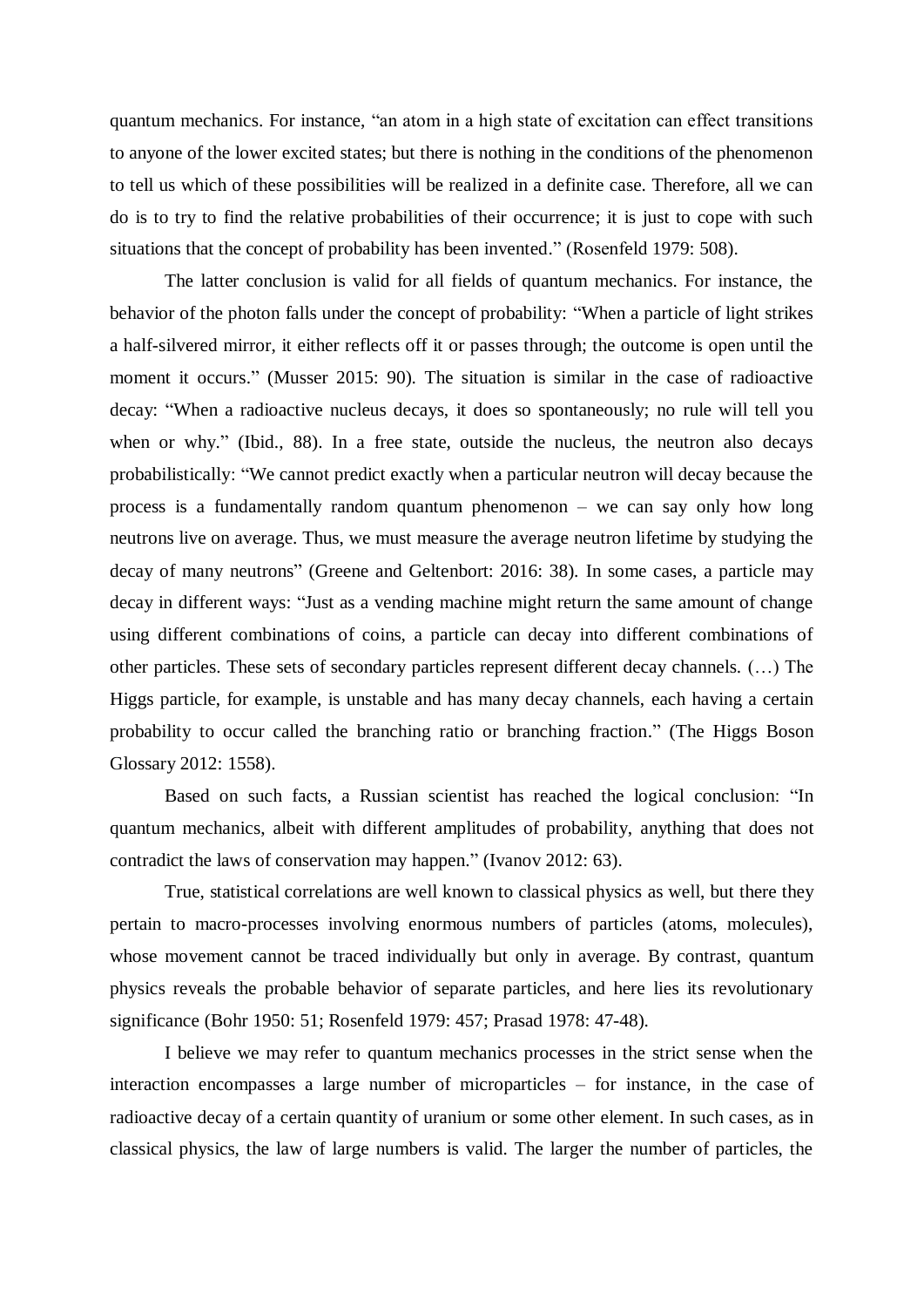quantum mechanics. For instance, "an atom in a high state of excitation can effect transitions to anyone of the lower excited states; but there is nothing in the conditions of the phenomenon to tell us which of these possibilities will be realized in a definite case. Therefore, all we can do is to try to find the relative probabilities of their occurrence; it is just to cope with such situations that the concept of probability has been invented." (Rosenfeld 1979: 508).

The latter conclusion is valid for all fields of quantum mechanics. For instance, the behavior of the photon falls under the concept of probability: "When a particle of light strikes a half-silvered mirror, it either reflects off it or passes through; the outcome is open until the moment it occurs." (Musser 2015: 90). The situation is similar in the case of radioactive decay: "When a radioactive nucleus decays, it does so spontaneously; no rule will tell you when or why." (Ibid., 88). In a free state, outside the nucleus, the neutron also decays probabilistically: "We cannot predict exactly when a particular neutron will decay because the process is a fundamentally random quantum phenomenon – we can say only how long neutrons live on average. Thus, we must measure the average neutron lifetime by studying the decay of many neutrons" (Greene and Geltenbort: 2016: 38). In some cases, a particle may decay in different ways: "Just as a vending machine might return the same amount of change using different combinations of coins, a particle can decay into different combinations of other particles. These sets of secondary particles represent different decay channels. (…) The Higgs particle, for example, is unstable and has many decay channels, each having a certain probability to occur called the branching ratio or branching fraction." (The Higgs Boson Glossary 2012: 1558).

Based on such facts, a Russian scientist has reached the logical conclusion: "In quantum mechanics, albeit with different amplitudes of probability, anything that does not contradict the laws of conservation may happen." (Ivanov 2012: 63).

True, statistical correlations are well known to classical physics as well, but there they pertain to macro-processes involving enormous numbers of particles (atoms, molecules), whose movement cannot be traced individually but only in average. By contrast, quantum physics reveals the probable behavior of separate particles, and here lies its revolutionary significance (Bohr 1950: 51; Rosenfeld 1979: 457; Prasad 1978: 47-48).

I believe we may refer to quantum mechanics processes in the strict sense when the interaction encompasses a large number of microparticles – for instance, in the case of radioactive decay of a certain quantity of uranium or some other element. In such cases, as in classical physics, the law of large numbers is valid. The larger the number of particles, the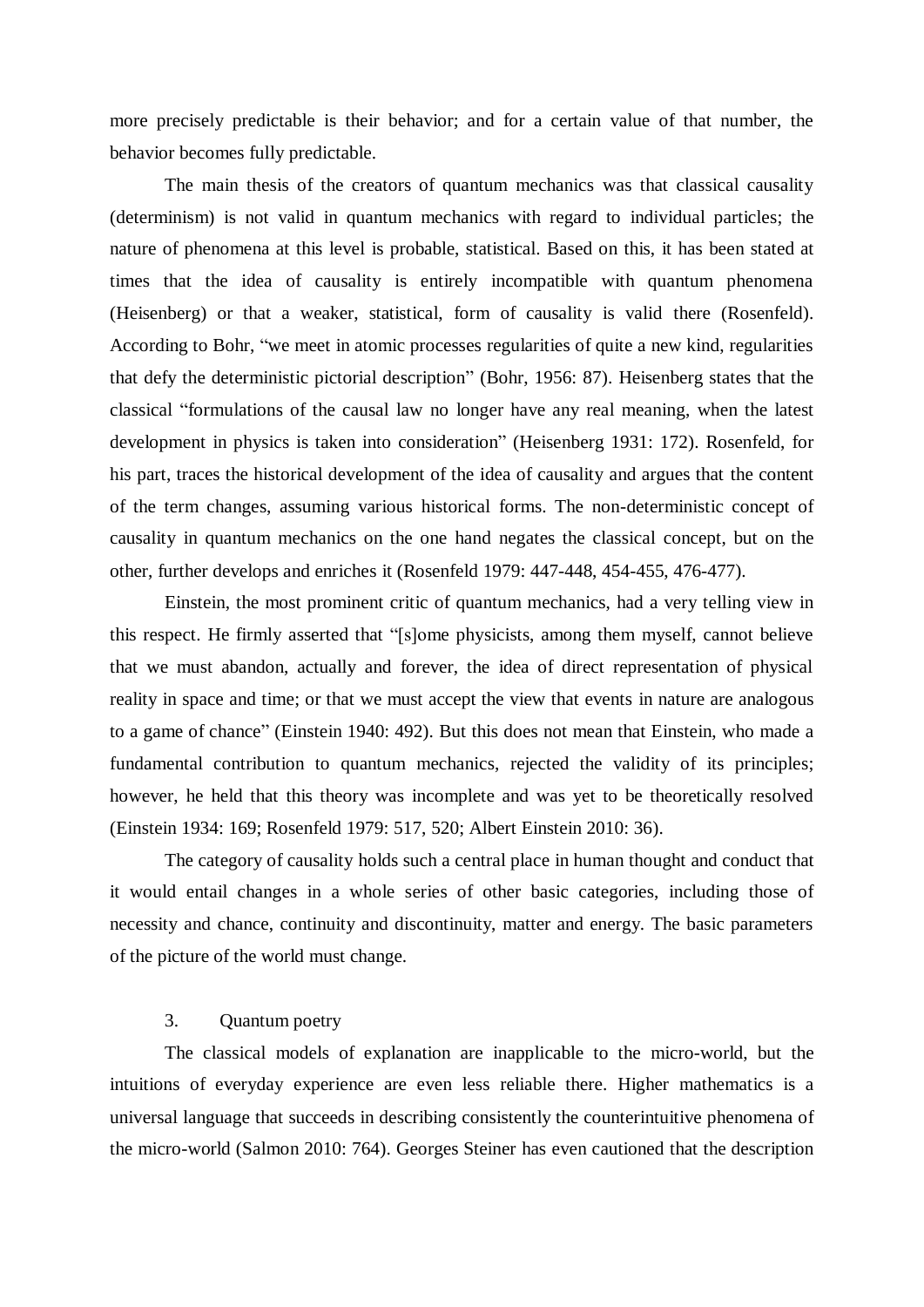more precisely predictable is their behavior; and for a certain value of that number, the behavior becomes fully predictable.

The main thesis of the creators of quantum mechanics was that classical causality (determinism) is not valid in quantum mechanics with regard to individual particles; the nature of phenomena at this level is probable, statistical. Based on this, it has been stated at times that the idea of causality is entirely incompatible with quantum phenomena (Heisenberg) or that a weaker, statistical, form of causality is valid there (Rosenfeld). According to Bohr, "we meet in atomic processes regularities of quite a new kind, regularities that defy the deterministic pictorial description" (Bohr, 1956: 87). Heisenberg states that the classical "formulations of the causal law no longer have any real meaning, when the latest development in physics is taken into consideration" (Heisenberg 1931: 172). Rosenfeld, for his part, traces the historical development of the idea of causality and argues that the content of the term changes, assuming various historical forms. The non-deterministic concept of causality in quantum mechanics on the one hand negates the classical concept, but on the other, further develops and enriches it (Rosenfeld 1979: 447-448, 454-455, 476-477).

Einstein, the most prominent critic of quantum mechanics, had a very telling view in this respect. He firmly asserted that "[s]ome physicists, among them myself, cannot believe that we must abandon, actually and forever, the idea of direct representation of physical reality in space and time; or that we must accept the view that events in nature are analogous to a game of chance" (Einstein 1940: 492). But this does not mean that Einstein, who made a fundamental contribution to quantum mechanics, rejected the validity of its principles; however, he held that this theory was incomplete and was yet to be theoretically resolved (Einstein 1934: 169; Rosenfeld 1979: 517, 520; Albert Einstein 2010: 36).

The category of causality holds such a central place in human thought and conduct that it would entail changes in a whole series of other basic categories, including those of necessity and chance, continuity and discontinuity, matter and energy. The basic parameters of the picture of the world must change.

## 3. Quantum poetry

The classical models of explanation are inapplicable to the micro-world, but the intuitions of everyday experience are even less reliable there. Higher mathematics is a universal language that succeeds in describing consistently the counterintuitive phenomena of the micro-world (Salmon 2010: 764). Georges Steiner has even cautioned that the description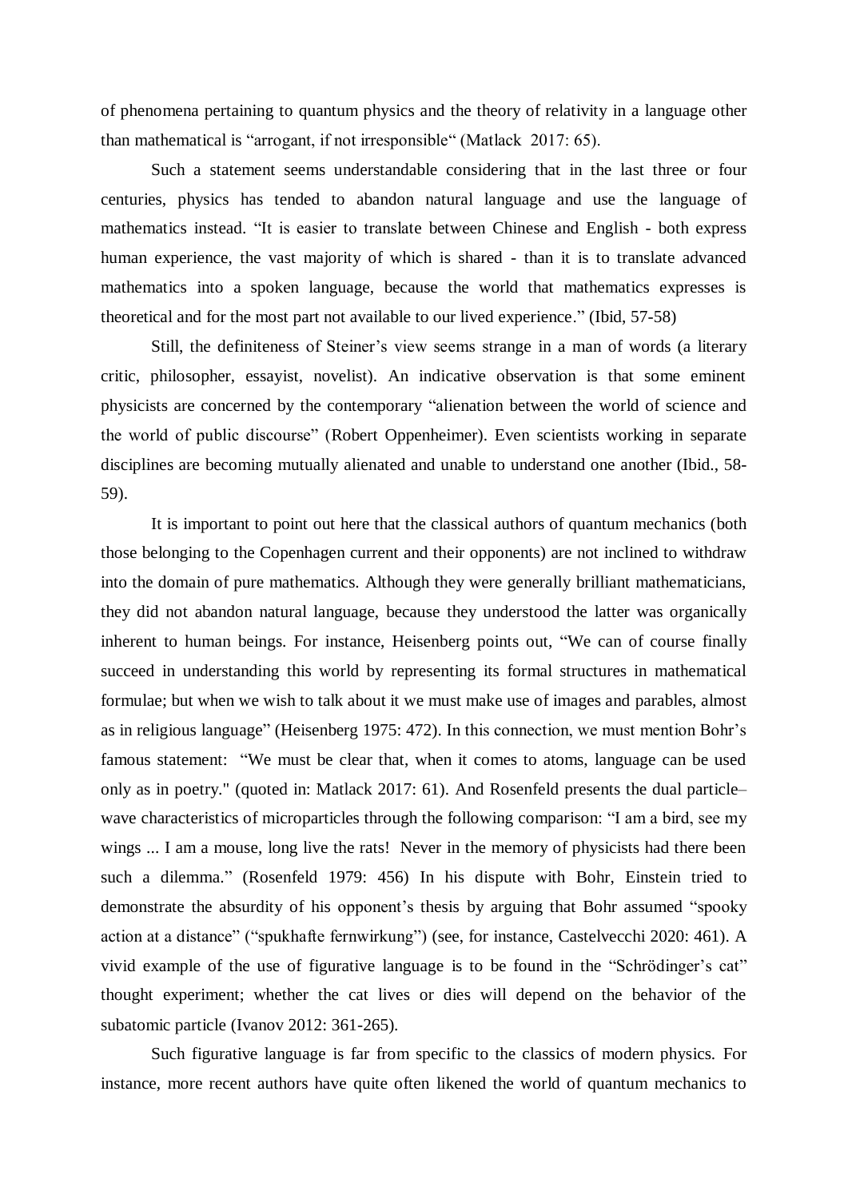of phenomena pertaining to quantum physics and the theory of relativity in a language other than mathematical is "arrogant, if not irresponsible" (Matlack 2017: 65).

Such a statement seems understandable considering that in the last three or four centuries, physics has tended to abandon natural language and use the language of mathematics instead. "It is easier to translate between Chinese and English - both express human experience, the vast majority of which is shared - than it is to translate advanced mathematics into a spoken language, because the world that mathematics expresses is theoretical and for the most part not available to our lived experience." (Ibid, 57-58)

Still, the definiteness of Steiner's view seems strange in a man of words (a literary critic, philosopher, essayist, novelist). An indicative observation is that some eminent physicists are concerned by the contemporary "alienation between the world of science and the world of public discourse" (Robert Oppenheimer). Even scientists working in separate disciplines are becoming mutually alienated and unable to understand one another (Ibid., 58-59).

It is important to point out here that the classical authors of quantum mechanics (both those belonging to the Copenhagen current and their opponents) are not inclined to withdraw into the domain of pure mathematics. Although they were generally brilliant mathematicians, they did not abandon natural language, because they understood the latter was organically inherent to human beings. For instance, Heisenberg points out, "We can of course finally succeed in understanding this world by representing its formal structures in mathematical formulae; but when we wish to talk about it we must make use of images and parables, almost as in religious language" (Heisenberg 1975: 472). In this connection, we must mention Bohr's famous statement: "We must be clear that, when it comes to atoms, language can be used only as in poetry." (quoted in: Matlack 2017: 61). And Rosenfeld presents the dual particle–wave characteristics of microparticles through the following comparison: "I am a bird, see my wings ... I am a mouse, long live the rats! Never in the memory of physicists had there been such a dilemma." (Rosenfeld 1979: 456) In his dispute with Bohr, Einstein tried to demonstrate the absurdity of his opponent's thesis by arguing that Bohr assumed "spooky action at a distance" ("spukhafte fernwirkung") (see, for instance, Castelvecchi 2020: 461). A vivid example of the use of figurative language is to be found in the "Schrödinger's cat" thought experiment; whether the cat lives or dies will depend on the behavior of the subatomic particle (Ivanov 2012: 361-265).

Such figurative language is far from specific to the classics of modern physics. For instance, more recent authors have quite often likened the world of quantum mechanics to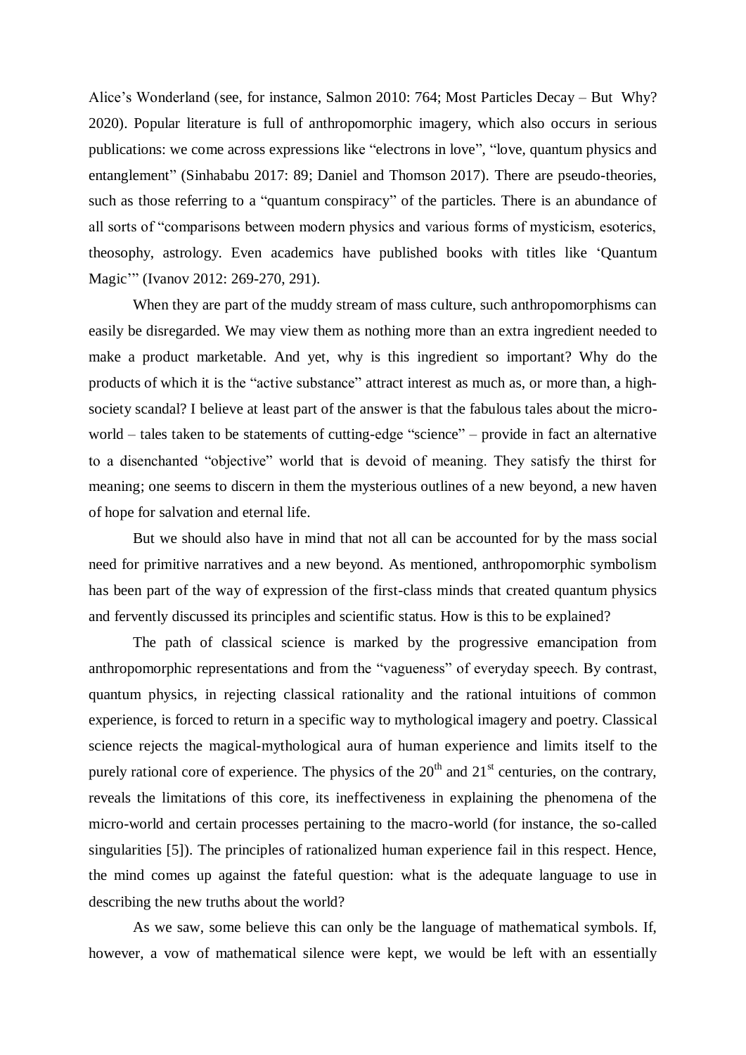Alice's Wonderland (see, for instance, Salmon 2010: 764; Most Particles Decay – But Why? 2020). Popular literature is full of anthropomorphic imagery, which also occurs in serious publications: we come across expressions like "electrons in love", "love, quantum physics and entanglement" (Sinhababu 2017: 89; Daniel and Thomson 2017). There are pseudo-theories, such as those referring to a "quantum conspiracy" of the particles. There is an abundance of all sorts of "comparisons between modern physics and various forms of mysticism, esoterics, theosophy, astrology. Even academics have published books with titles like 'Quantum Magic'" (Ivanov 2012: 269-270, 291).

When they are part of the muddy stream of mass culture, such anthropomorphisms can easily be disregarded. We may view them as nothing more than an extra ingredient needed to make a product marketable. And yet, why is this ingredient so important? Why do the products of which it is the "active substance" attract interest as much as, or more than, a high-society scandal? I believe at least part of the answer is that the fabulous tales about the micro-world – tales taken to be statements of cutting-edge "science" – provide in fact an alternative to a disenchanted "objective" world that is devoid of meaning. They satisfy the thirst for meaning; one seems to discern in them the mysterious outlines of a new beyond, a new haven of hope for salvation and eternal life.

But we should also have in mind that not all can be accounted for by the mass social need for primitive narratives and a new beyond. As mentioned, anthropomorphic symbolism has been part of the way of expression of the first-class minds that created quantum physics and fervently discussed its principles and scientific status. How is this to be explained?

The path of classical science is marked by the progressive emancipation from anthropomorphic representations and from the "vagueness" of everyday speech. By contrast, quantum physics, in rejecting classical rationality and the rational intuitions of common experience, is forced to return in a specific way to mythological imagery and poetry. Classical science rejects the magical-mythological aura of human experience and limits itself to the purely rational core of experience. The physics of the 20th and 21st centuries, on the contrary, reveals the limitations of this core, its ineffectiveness in explaining the phenomena of the micro-world and certain processes pertaining to the macro-world (for instance, the so-called singularities [5]). The principles of rationalized human experience fail in this respect. Hence, the mind comes up against the fateful question: what is the adequate language to use in describing the new truths about the world?

As we saw, some believe this can only be the language of mathematical symbols. If, however, a vow of mathematical silence were kept, we would be left with an essentially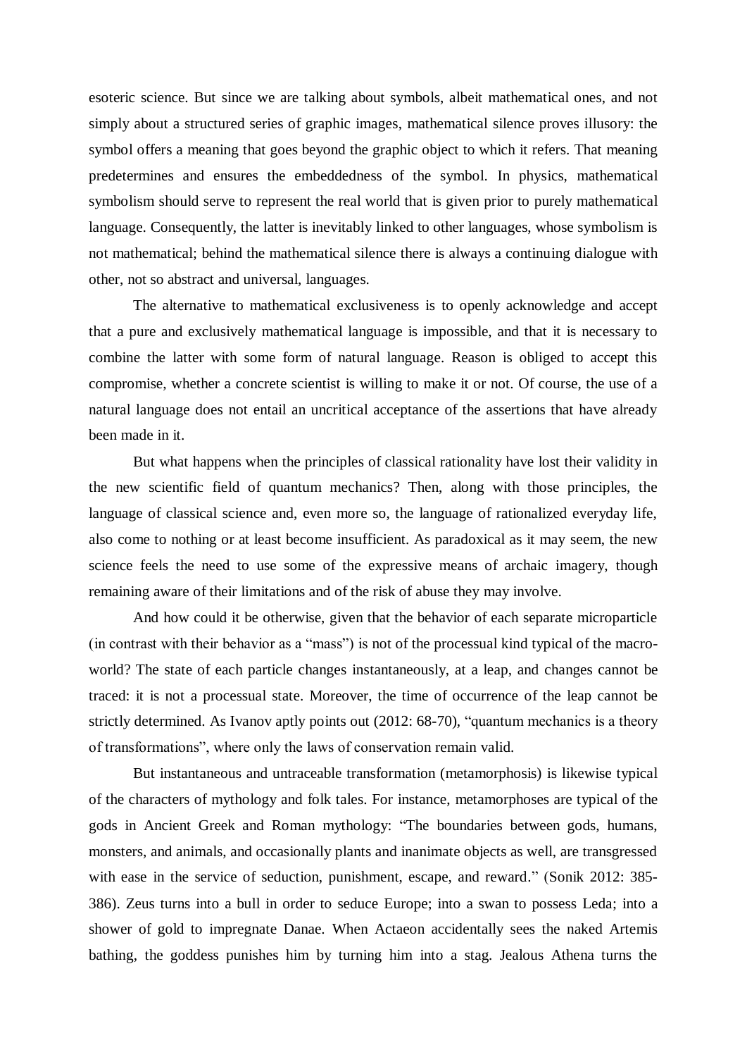esoteric science. But since we are talking about symbols, albeit mathematical ones, and not simply about a structured series of graphic images, mathematical silence proves illusory: the symbol offers a meaning that goes beyond the graphic object to which it refers. That meaning predetermines and ensures the embeddedness of the symbol. In physics, mathematical symbolism should serve to represent the real world that is given prior to purely mathematical language. Consequently, the latter is inevitably linked to other languages, whose symbolism is not mathematical; behind the mathematical silence there is always a continuing dialogue with other, not so abstract and universal, languages.

The alternative to mathematical exclusiveness is to openly acknowledge and accept that a pure and exclusively mathematical language is impossible, and that it is necessary to combine the latter with some form of natural language. Reason is obliged to accept this compromise, whether a concrete scientist is willing to make it or not. Of course, the use of a natural language does not entail an uncritical acceptance of the assertions that have already been made in it.

But what happens when the principles of classical rationality have lost their validity in the new scientific field of quantum mechanics? Then, along with those principles, the language of classical science and, even more so, the language of rationalized everyday life, also come to nothing or at least become insufficient. As paradoxical as it may seem, the new science feels the need to use some of the expressive means of archaic imagery, though remaining aware of their limitations and of the risk of abuse they may involve.

And how could it be otherwise, given that the behavior of each separate microparticle (in contrast with their behavior as a "mass") is not of the processual kind typical of the macro-world? The state of each particle changes instantaneously, at a leap, and changes cannot be traced: it is not a processual state. Moreover, the time of occurrence of the leap cannot be strictly determined. As Ivanov aptly points out (2012: 68-70), "quantum mechanics is a theory of transformations", where only the laws of conservation remain valid.

But instantaneous and untraceable transformation (metamorphosis) is likewise typical of the characters of mythology and folk tales. For instance, metamorphoses are typical of the gods in Ancient Greek and Roman mythology: "The boundaries between gods, humans, monsters, and animals, and occasionally plants and inanimate objects as well, are transgressed with ease in the service of seduction, punishment, escape, and reward." (Sonik 2012: 385-386). Zeus turns into a bull in order to seduce Europe; into a swan to possess Leda; into a shower of gold to impregnate Danae. When Actaeon accidentally sees the naked Artemis bathing, the goddess punishes him by turning him into a stag. Jealous Athena turns the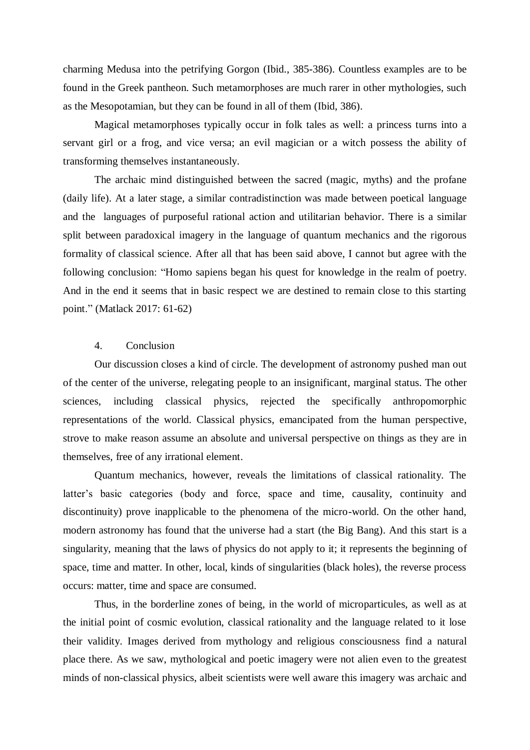charming Medusa into the petrifying Gorgon (Ibid., 385-386). Countless examples are to be found in the Greek pantheon. Such metamorphoses are much rarer in other mythologies, such as the Mesopotamian, but they can be found in all of them (Ibid, 386).

Magical metamorphoses typically occur in folk tales as well: a princess turns into a servant girl or a frog, and vice versa; an evil magician or a witch possess the ability of transforming themselves instantaneously.

The archaic mind distinguished between the sacred (magic, myths) and the profane (daily life). At a later stage, a similar contradistinction was made between poetical language and the languages of purposeful rational action and utilitarian behavior. There is a similar split between paradoxical imagery in the language of quantum mechanics and the rigorous formality of classical science. After all that has been said above, I cannot but agree with the following conclusion: "Homo sapiens began his quest for knowledge in the realm of poetry. And in the end it seems that in basic respect we are destined to remain close to this starting point." (Matlack 2017: 61-62)

## 4. Conclusion

Our discussion closes a kind of circle. The development of astronomy pushed man out of the center of the universe, relegating people to an insignificant, marginal status. The other sciences, including classical physics, rejected the specifically anthropomorphic representations of the world. Classical physics, emancipated from the human perspective, strove to make reason assume an absolute and universal perspective on things as they are in themselves, free of any irrational element.

Quantum mechanics, however, reveals the limitations of classical rationality. The latter's basic categories (body and force, space and time, causality, continuity and discontinuity) prove inapplicable to the phenomena of the micro-world. On the other hand, modern astronomy has found that the universe had a start (the Big Bang). And this start is a singularity, meaning that the laws of physics do not apply to it; it represents the beginning of space, time and matter. In other, local, kinds of singularities (black holes), the reverse process occurs: matter, time and space are consumed.

Thus, in the borderline zones of being, in the world of microparticules, as well as at the initial point of cosmic evolution, classical rationality and the language related to it lose their validity. Images derived from mythology and religious consciousness find a natural place there. As we saw, mythological and poetic imagery were not alien even to the greatest minds of non-classical physics, albeit scientists were well aware this imagery was archaic and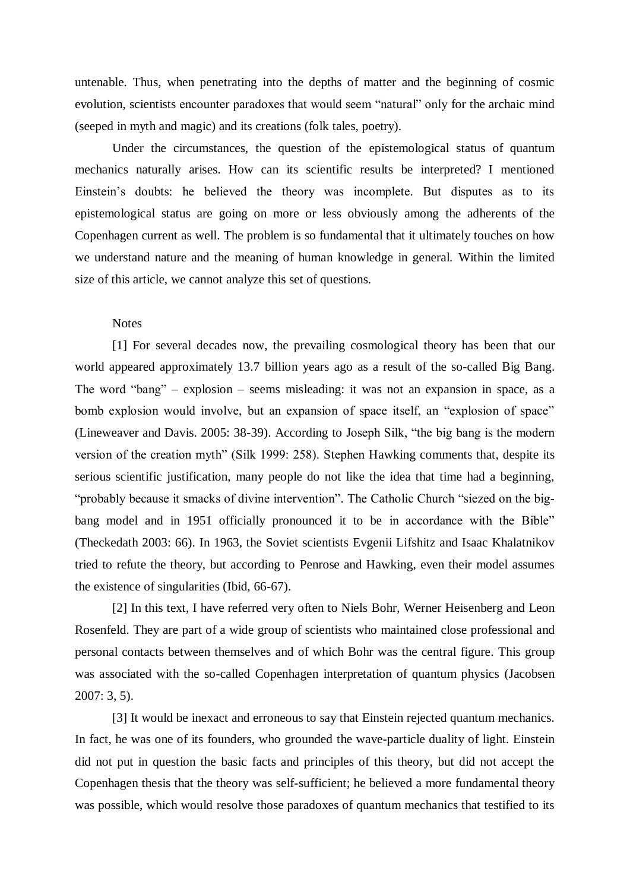untenable. Thus, when penetrating into the depths of matter and the beginning of cosmic evolution, scientists encounter paradoxes that would seem "natural" only for the archaic mind (seeped in myth and magic) and its creations (folk tales, poetry).

Under the circumstances, the question of the epistemological status of quantum mechanics naturally arises. How can its scientific results be interpreted? I mentioned Einstein's doubts: he believed the theory was incomplete. But disputes as to its epistemological status are going on more or less obviously among the adherents of the Copenhagen current as well. The problem is so fundamental that it ultimately touches on how we understand nature and the meaning of human knowledge in general. Within the limited size of this article, we cannot analyze this set of questions.

Notes

[1] For several decades now, the prevailing cosmological theory has been that our world appeared approximately 13.7 billion years ago as a result of the so-called Big Bang. The word "bang" – explosion – seems misleading: it was not an expansion in space, as a bomb explosion would involve, but an expansion of space itself, an "explosion of space" (Lineweaver and Davis. 2005: 38-39). According to Joseph Silk, "the big bang is the modern version of the creation myth" (Silk 1999: 258). Stephen Hawking comments that, despite its serious scientific justification, many people do not like the idea that time had a beginning, "probably because it smacks of divine intervention". The Catholic Church "siezed on the big-bang model and in 1951 officially pronounced it to be in accordance with the Bible" (Theckedath 2003: 66). In 1963, the Soviet scientists Evgenii Lifshitz and Isaac Khalatnikov tried to refute the theory, but according to Penrose and Hawking, even their model assumes the existence of singularities (Ibid, 66-67).

[2] In this text, I have referred very often to Niels Bohr, Werner Heisenberg and Leon Rosenfeld. They are part of a wide group of scientists who maintained close professional and personal contacts between themselves and of which Bohr was the central figure. This group was associated with the so-called Copenhagen interpretation of quantum physics (Jacobsen 2007: 3, 5).

[3] It would be inexact and erroneous to say that Einstein rejected quantum mechanics. In fact, he was one of its founders, who grounded the wave-particle duality of light. Einstein did not put in question the basic facts and principles of this theory, but did not accept the Copenhagen thesis that the theory was self-sufficient; he believed a more fundamental theory was possible, which would resolve those paradoxes of quantum mechanics that testified to its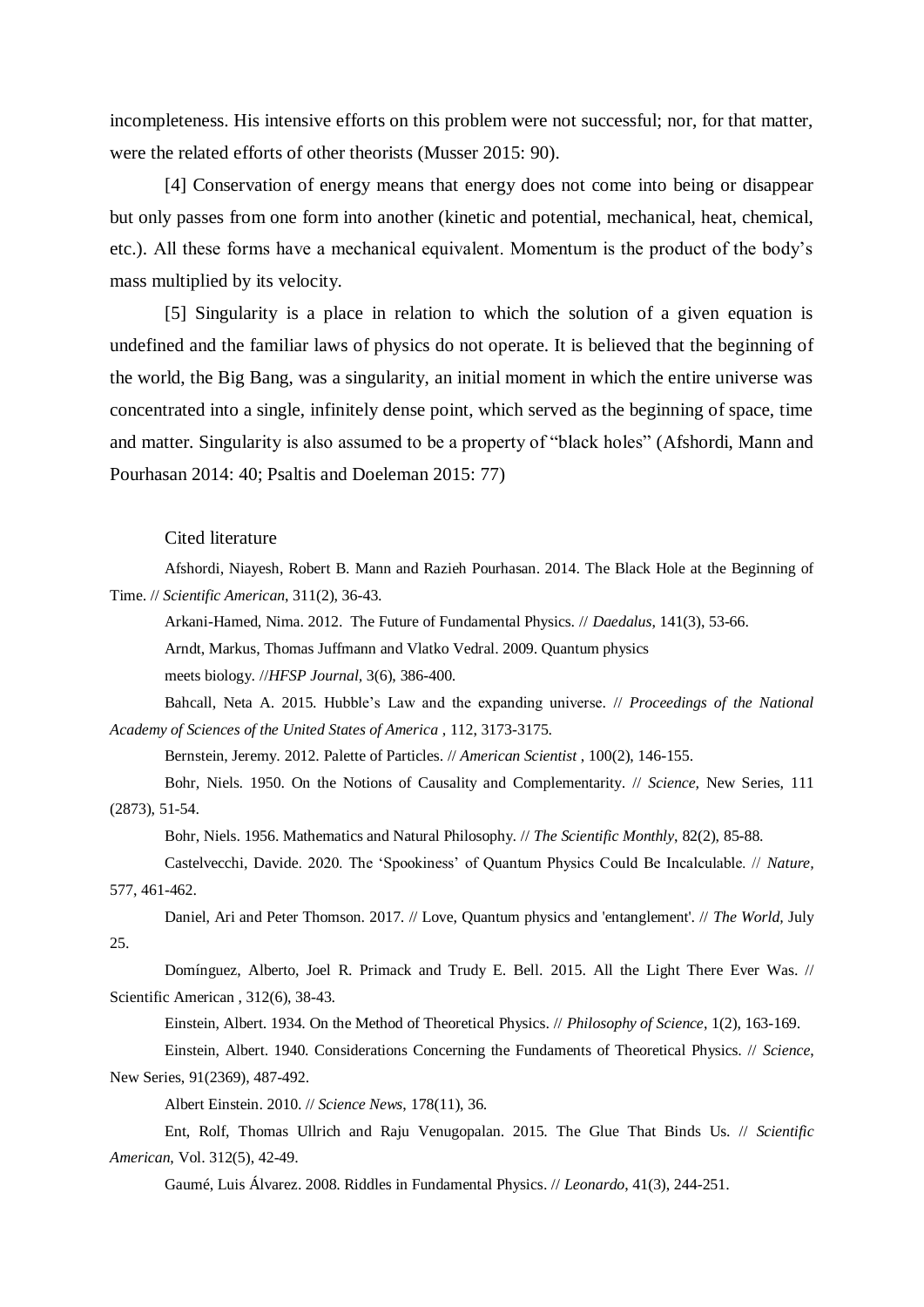incompleteness. His intensive efforts on this problem were not successful; nor, for that matter, were the related efforts of other theorists (Musser 2015: 90).

[4] Conservation of energy means that energy does not come into being or disappear but only passes from one form into another (kinetic and potential, mechanical, heat, chemical, etc.). All these forms have a mechanical equivalent. Momentum is the product of the body's mass multiplied by its velocity.

[5] Singularity is a place in relation to which the solution of a given equation is undefined and the familiar laws of physics do not operate. It is believed that the beginning of the world, the Big Bang, was a singularity, an initial moment in which the entire universe was concentrated into a single, infinitely dense point, which served as the beginning of space, time and matter. Singularity is also assumed to be a property of "black holes" (Afshordi, Mann and Pourhasan 2014: 40; Psaltis and Doeleman 2015: 77)

Cited literature

Afshordi, Niayesh, Robert B. Mann and Razieh Pourhasan. 2014. The Black Hole at the Beginning of Time. // *Scientific American*, 311(2), 36-43.

Arkani-Hamed, Nima. 2012. The Future of Fundamental Physics. // *Daedalus*, 141(3), 53-66.

Arndt, Markus, Thomas Juffmann and Vlatko Vedral. 2009. Quantum physics meets biology. //*HFSP Journal,* 3(6), 386-400.

Bahcall, Neta A. 2015. Hubble's Law and the expanding universe. // *Proceedings of the National Academy of Sciences of the United States of America* , 112, 3173-3175.

Bernstein, Jeremy. 2012. Palette of Particles. // *American Scientist* , 100(2), 146-155.

Bohr, Niels. 1950. On the Notions of Causality and Complementarity. // *Science,* New Series, 111 (2873), 51-54.

Bohr, Niels. 1956. Mathematics and Natural Philosophy. // *The Scientific Monthly*, 82(2), 85-88.

Castelvecchi, Davide. 2020. The 'Spookiness' of Quantum Physics Could Be Incalculable. // *Nature,* 577, 461-462.

Daniel, Ari and Peter Thomson. 2017. // Love, Quantum physics and 'entanglement'. // *The World,* July 25.

Domínguez, Alberto, Joel R. Primack and Trudy E. Bell. 2015. All the Light There Ever Was. // Scientific American , 312(6), 38-43.

Einstein, Albert. 1934. On the Method of Theoretical Physics. // *Philosophy of Science*, 1(2), 163-169.

Einstein, Albert. 1940. Considerations Concerning the Fundaments of Theoretical Physics. // *Science*, New Series, 91(2369), 487-492.

Albert Einstein. 2010. // *Science News*, 178(11), 36.

Ent, Rolf, Thomas Ullrich and Raju Venugopalan. 2015. The Glue That Binds Us. // *Scientific American,* Vol. 312(5), 42-49.

Gaumé, Luis Álvarez. 2008. Riddles in Fundamental Physics. // *Leonardo*, 41(3), 244-251.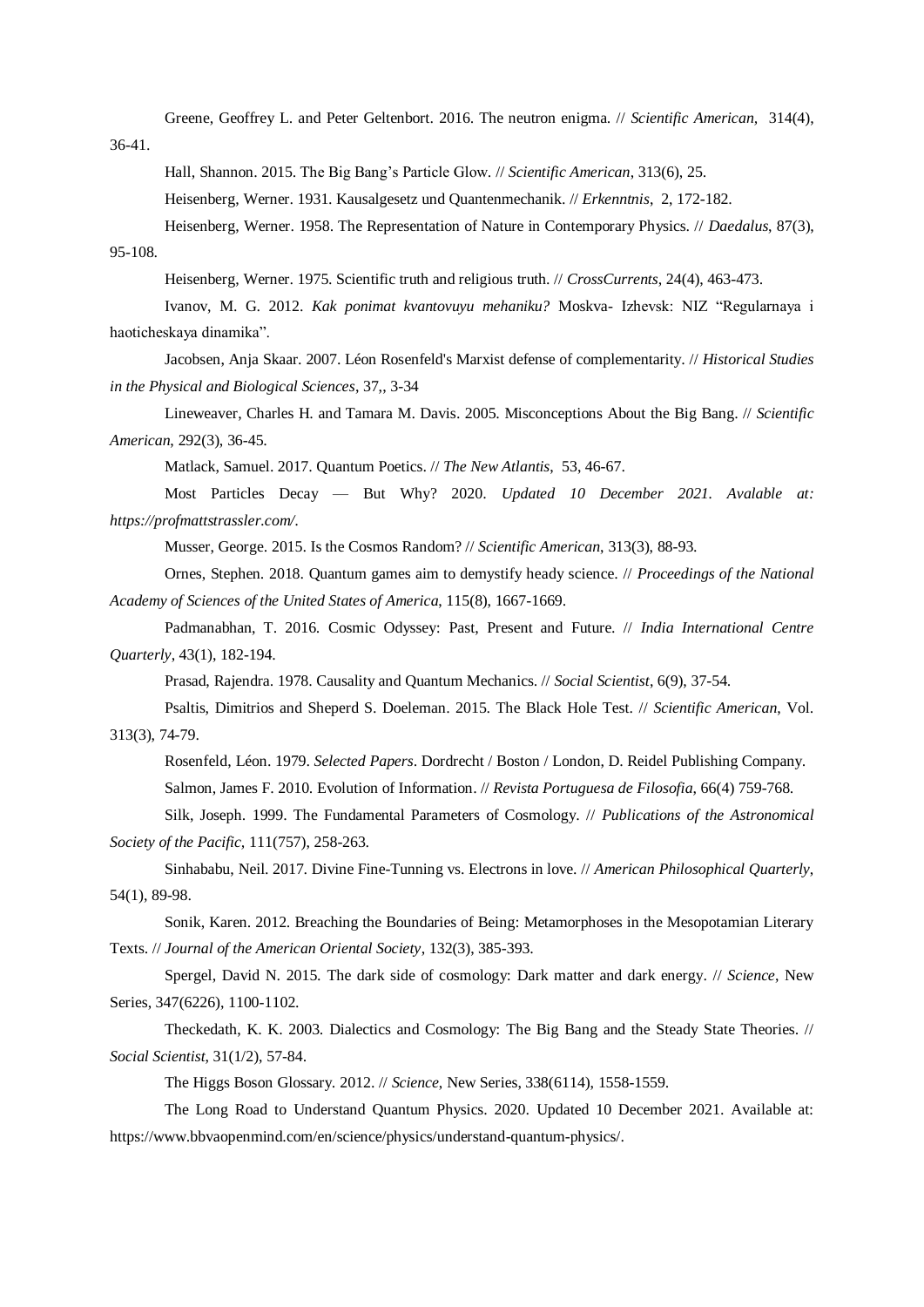Greene, Geoffrey L. and Peter Geltenbort. 2016. The neutron enigma. // *Scientific American*, 314(4), 36-41.

Hall, Shannon. 2015. The Big Bang's Particle Glow. // *Scientific American*, 313(6), 25.

Heisenberg, Werner. 1931. Kausalgesetz und Quantenmechanik. // *Erkenntnis*, 2, 172-182.

Heisenberg, Werner. 1958. The Representation of Nature in Contemporary Physics. // *Daedalus*, 87(3), 95-108.

Heisenberg, Werner. 1975. Scientific truth and religious truth. // *CrossCurrents*, 24(4), 463-473.

Ivanov, M. G. 2012. *Kak ponimat kvantovuyu mehaniku?* Moskva- Izhevsk: NIZ "Regularnaya i haoticheskaya dinamika".

Jacobsen, Anja Skaar. 2007. Léon Rosenfeld's Marxist defense of complementarity. // *Historical Studies in the Physical and Biological Sciences*, 37,, 3-34

Lineweaver, Charles H. and Tamara M. Davis. 2005. Misconceptions About the Big Bang. // *Scientific American*, 292(3), 36-45.

Matlack, Samuel. 2017. Quantum Poetics. // *The New Atlantis*, 53, 46-67.

Most Particles Decay — But Why? 2020. *Updated 10 December 2021. Avalable at: https://profmattstrassler.com/.*

Musser, George. 2015. Is the Cosmos Random? // *Scientific American*, 313(3), 88-93.

Ornes, Stephen. 2018. Quantum games aim to demystify heady science. // *Proceedings of the National Academy of Sciences of the United States of America*, 115(8), 1667-1669.

Padmanabhan, T. 2016. Cosmic Odyssey: Past, Present and Future. // *India International Centre Quarterly*, 43(1), 182-194.

Prasad, Rajendra. 1978. Causality and Quantum Mechanics. // *Social Scientist*, 6(9), 37-54.

Psaltis, Dimitrios and Sheperd S. Doeleman. 2015. The Black Hole Test. // *Scientific American*, Vol. 313(3), 74-79.

Rosenfeld, Léon. 1979. *Selected Papers*. Dordrecht / Boston / London, D. Reidel Publishing Company.

Salmon, James F. 2010. Evolution of Information. // *Revista Portuguesa de Filosofia*, 66(4) 759-768.

Silk, Joseph. 1999. The Fundamental Parameters of Cosmology. // *Publications of the Astronomical Society of the Pacific*, 111(757), 258-263.

Sinhababu, Neil. 2017. Divine Fine-Tunning vs. Electrons in love. // *American Philosophical Quarterly*, 54(1), 89-98.

Sonik, Karen. 2012. Breaching the Boundaries of Being: Metamorphoses in the Mesopotamian Literary Texts. // *Journal of the American Oriental Society*, 132(3), 385-393.

Spergel, David N. 2015. The dark side of cosmology: Dark matter and dark energy. // *Science*, New Series, 347(6226), 1100-1102.

Theckedath, K. K. 2003. Dialectics and Cosmology: The Big Bang and the Steady State Theories. // *Social Scientist*, 31(1/2), 57-84.

The Higgs Boson Glossary. 2012. // *Science*, New Series, 338(6114), 1558-1559.

The Long Road to Understand Quantum Physics. 2020. Updated 10 December 2021. Available at: https://www.bbvaopenmind.com/en/science/physics/understand-quantum-physics/.